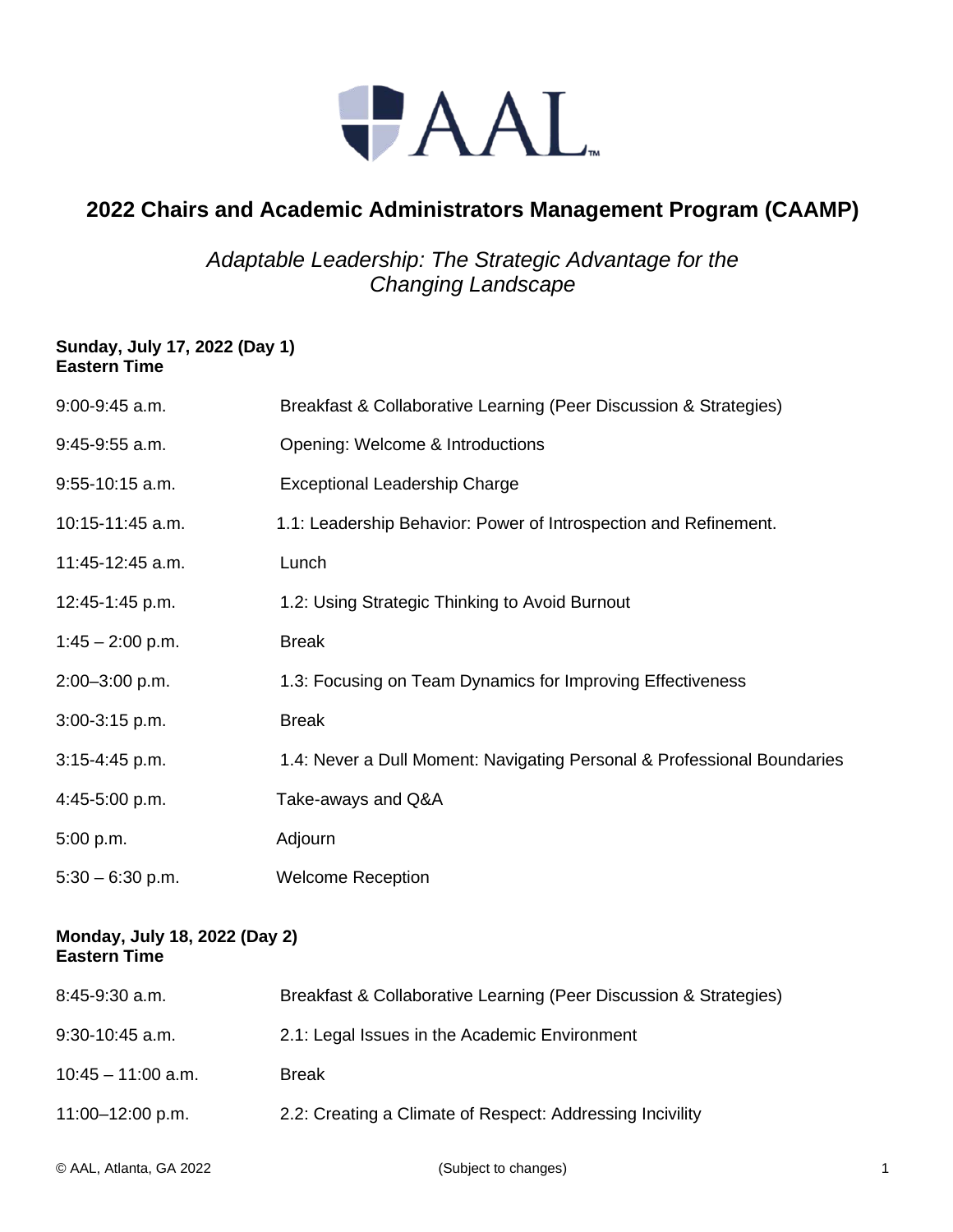AAL™

# 2022 Chairs and Academic Administrators Management Program (CAAMP)

*Adaptable Leadership: The Strategic Advantage for the Changing Landscape*

**Sunday, July 17, 2022 (Day 1)**
**Eastern Time**

| | |
|---|---|
| 9:00-9:45 a.m. | Breakfast & Collaborative Learning (Peer Discussion & Strategies) |
| 9:45-9:55 a.m. | Opening: Welcome & Introductions |
| 9:55-10:15 a.m. | Exceptional Leadership Charge |
| 10:15-11:45 a.m. | 1.1: Leadership Behavior: Power of Introspection and Refinement. |
| 11:45-12:45 a.m. | Lunch |
| 12:45-1:45 p.m. | 1.2: Using Strategic Thinking to Avoid Burnout |
| 1:45 – 2:00 p.m. | Break |
| 2:00–3:00 p.m. | 1.3: Focusing on Team Dynamics for Improving Effectiveness |
| 3:00-3:15 p.m. | Break |
| 3:15-4:45 p.m. | 1.4: Never a Dull Moment: Navigating Personal & Professional Boundaries |
| 4:45-5:00 p.m. | Take-aways and Q&A |
| 5:00 p.m. | Adjourn |
| 5:30 – 6:30 p.m. | Welcome Reception |

**Monday, July 18, 2022 (Day 2)**
**Eastern Time**

| | |
|---|---|
| 8:45-9:30 a.m. | Breakfast & Collaborative Learning (Peer Discussion & Strategies) |
| 9:30-10:45 a.m. | 2.1: Legal Issues in the Academic Environment |
| 10:45 – 11:00 a.m. | Break |
| 11:00–12:00 p.m. | 2.2: Creating a Climate of Respect: Addressing Incivility |

© AAL, Atlanta, GA 2022 (Subject to changes)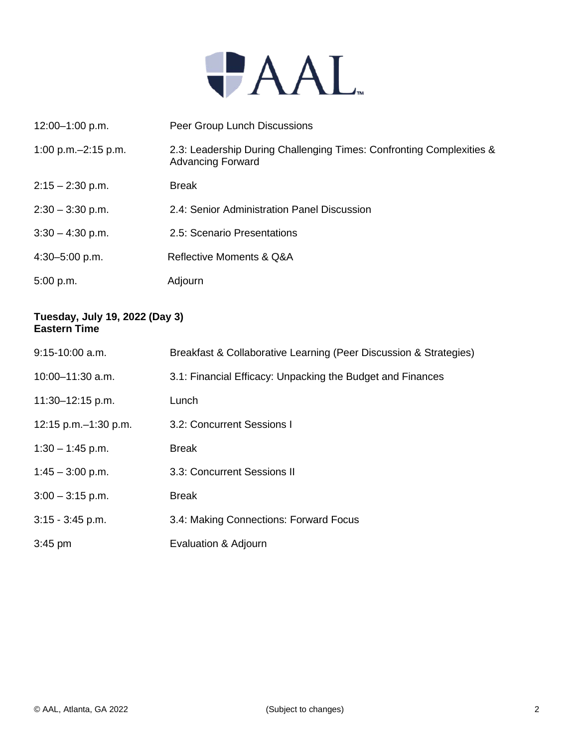AAL

| | |
|---|---|
| 12:00–1:00 p.m. | Peer Group Lunch Discussions |
| 1:00 p.m.–2:15 p.m. | 2.3: Leadership During Challenging Times: Confronting Complexities & Advancing Forward |
| 2:15 – 2:30 p.m. | Break |
| 2:30 – 3:30 p.m. | 2.4: Senior Administration Panel Discussion |
| 3:30 – 4:30 p.m. | 2.5: Scenario Presentations |
| 4:30–5:00 p.m. | Reflective Moments & Q&A |
| 5:00 p.m. | Adjourn |

**Tuesday, July 19, 2022 (Day 3)**
**Eastern Time**

| | |
|---|---|
| 9:15-10:00 a.m. | Breakfast & Collaborative Learning (Peer Discussion & Strategies) |
| 10:00–11:30 a.m. | 3.1: Financial Efficacy: Unpacking the Budget and Finances |
| 11:30–12:15 p.m. | Lunch |
| 12:15 p.m.–1:30 p.m. | 3.2: Concurrent Sessions I |
| 1:30 – 1:45 p.m. | Break |
| 1:45 – 3:00 p.m. | 3.3: Concurrent Sessions II |
| 3:00 – 3:15 p.m. | Break |
| 3:15 - 3:45 p.m. | 3.4: Making Connections: Forward Focus |
| 3:45 pm | Evaluation & Adjourn |

© AAL, Atlanta, GA 2022 (Subject to changes)